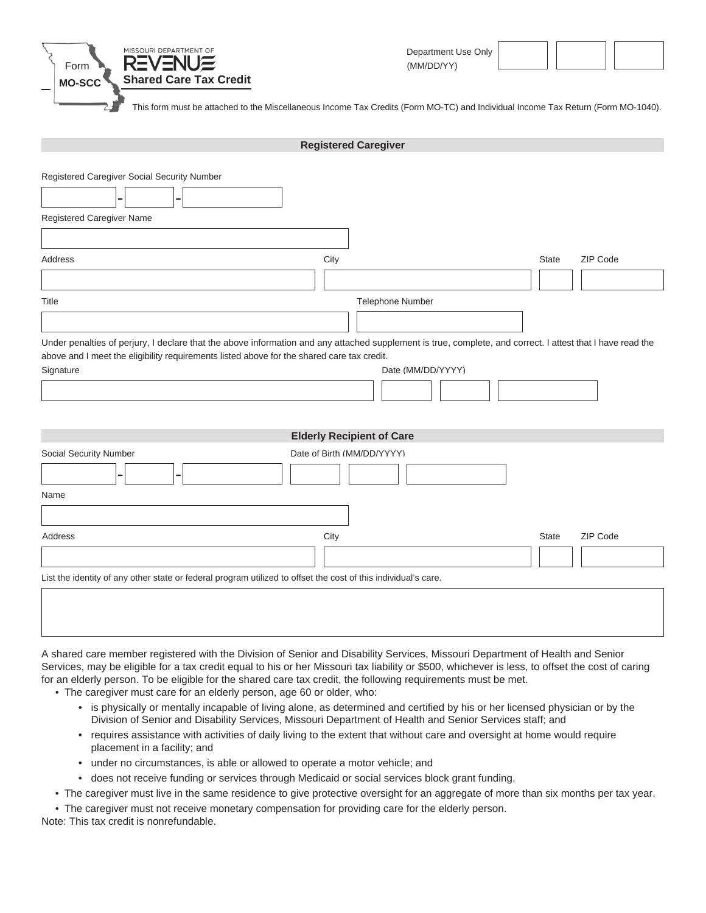Form **MO-SCC**

MISSOURI DEPARTMENT OF REVENUE

**Shared Care Tax Credit**

Department Use Only (MM/DD/YY)

This form must be attached to the Miscellaneous Income Tax Credits (Form MO-TC) and Individual Income Tax Return (Form MO-1040).

## Registered Caregiver

Registered Caregiver Social Security Number

Registered Caregiver Name

Address | City | State | ZIP Code

Title | Telephone Number

Under penalties of perjury, I declare that the above information and any attached supplement is true, complete, and correct. I attest that I have read the above and I meet the eligibility requirements listed above for the shared care tax credit.

Signature | Date (MM/DD/YYYY)

## Elderly Recipient of Care

Social Security Number | Date of Birth (MM/DD/YYYY)

Name

Address | City | State | ZIP Code

List the identity of any other state or federal program utilized to offset the cost of this individual's care.

A shared care member registered with the Division of Senior and Disability Services, Missouri Department of Health and Senior Services, may be eligible for a tax credit equal to his or her Missouri tax liability or $500, whichever is less, to offset the cost of caring for an elderly person. To be eligible for the shared care tax credit, the following requirements must be met.

- The caregiver must care for an elderly person, age 60 or older, who:
  - is physically or mentally incapable of living alone, as determined and certified by his or her licensed physician or by the Division of Senior and Disability Services, Missouri Department of Health and Senior Services staff; and
  - requires assistance with activities of daily living to the extent that without care and oversight at home would require placement in a facility; and
  - under no circumstances, is able or allowed to operate a motor vehicle; and
  - does not receive funding or services through Medicaid or social services block grant funding.
- The caregiver must live in the same residence to give protective oversight for an aggregate of more than six months per tax year.
- The caregiver must not receive monetary compensation for providing care for the elderly person.

Note: This tax credit is nonrefundable.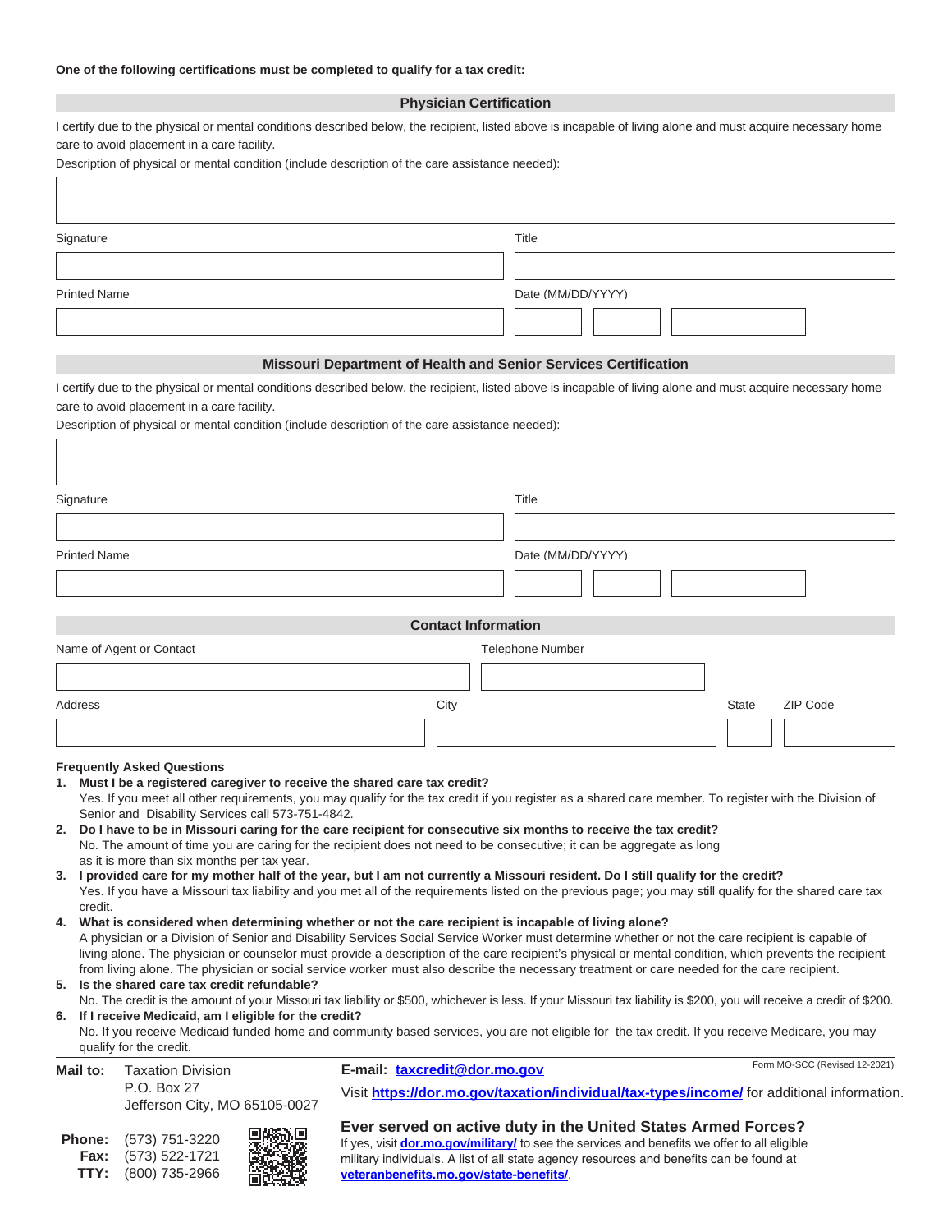**One of the following certifications must be completed to qualify for a tax credit:**

## Physician Certification

I certify due to the physical or mental conditions described below, the recipient, listed above is incapable of living alone and must acquire necessary home care to avoid placement in a care facility.

Description of physical or mental condition (include description of the care assistance needed):

Signature

Title

Printed Name

Date (MM/DD/YYYY)

## Missouri Department of Health and Senior Services Certification

I certify due to the physical or mental conditions described below, the recipient, listed above is incapable of living alone and must acquire necessary home care to avoid placement in a care facility.

Description of physical or mental condition (include description of the care assistance needed):

Signature

Title

Printed Name

Date (MM/DD/YYYY)

## Contact Information

Name of Agent or Contact

Telephone Number

Address

City

State

ZIP Code

**Frequently Asked Questions**

1. **Must I be a registered caregiver to receive the shared care tax credit?**
   Yes. If you meet all other requirements, you may qualify for the tax credit if you register as a shared care member. To register with the Division of Senior and Disability Services call 573-751-4842.
2. **Do I have to be in Missouri caring for the care recipient for consecutive six months to receive the tax credit?**
   No. The amount of time you are caring for the recipient does not need to be consecutive; it can be aggregate as long as it is more than six months per tax year.
3. **I provided care for my mother half of the year, but I am not currently a Missouri resident. Do I still qualify for the credit?**
   Yes. If you have a Missouri tax liability and you met all of the requirements listed on the previous page; you may still qualify for the shared care tax credit.
4. **What is considered when determining whether or not the care recipient is incapable of living alone?**
   A physician or a Division of Senior and Disability Services Social Service Worker must determine whether or not the care recipient is capable of living alone. The physician or counselor must provide a description of the care recipient's physical or mental condition, which prevents the recipient from living alone. The physician or social service worker must also describe the necessary treatment or care needed for the care recipient.
5. **Is the shared care tax credit refundable?**
   No. The credit is the amount of your Missouri tax liability or $500, whichever is less. If your Missouri tax liability is $200, you will receive a credit of $200.
6. **If I receive Medicaid, am I eligible for the credit?**
   No. If you receive Medicaid funded home and community based services, you are not eligible for the tax credit. If you receive Medicare, you may qualify for the credit.

**Mail to:** Taxation Division
P.O. Box 27
Jefferson City, MO 65105-0027

**Phone:** (573) 751-3220
**Fax:** (573) 522-1721
**TTY:** (800) 735-2966

**E-mail:** taxcredit@dor.mo.gov

Visit **https://dor.mo.gov/taxation/individual/tax-types/income/** for additional information.

Form MO-SCC (Revised 12-2021)

**Ever served on active duty in the United States Armed Forces?**

If yes, visit **dor.mo.gov/military/** to see the services and benefits we offer to all eligible military individuals. A list of all state agency resources and benefits can be found at **veteranbenefits.mo.gov/state-benefits/**.